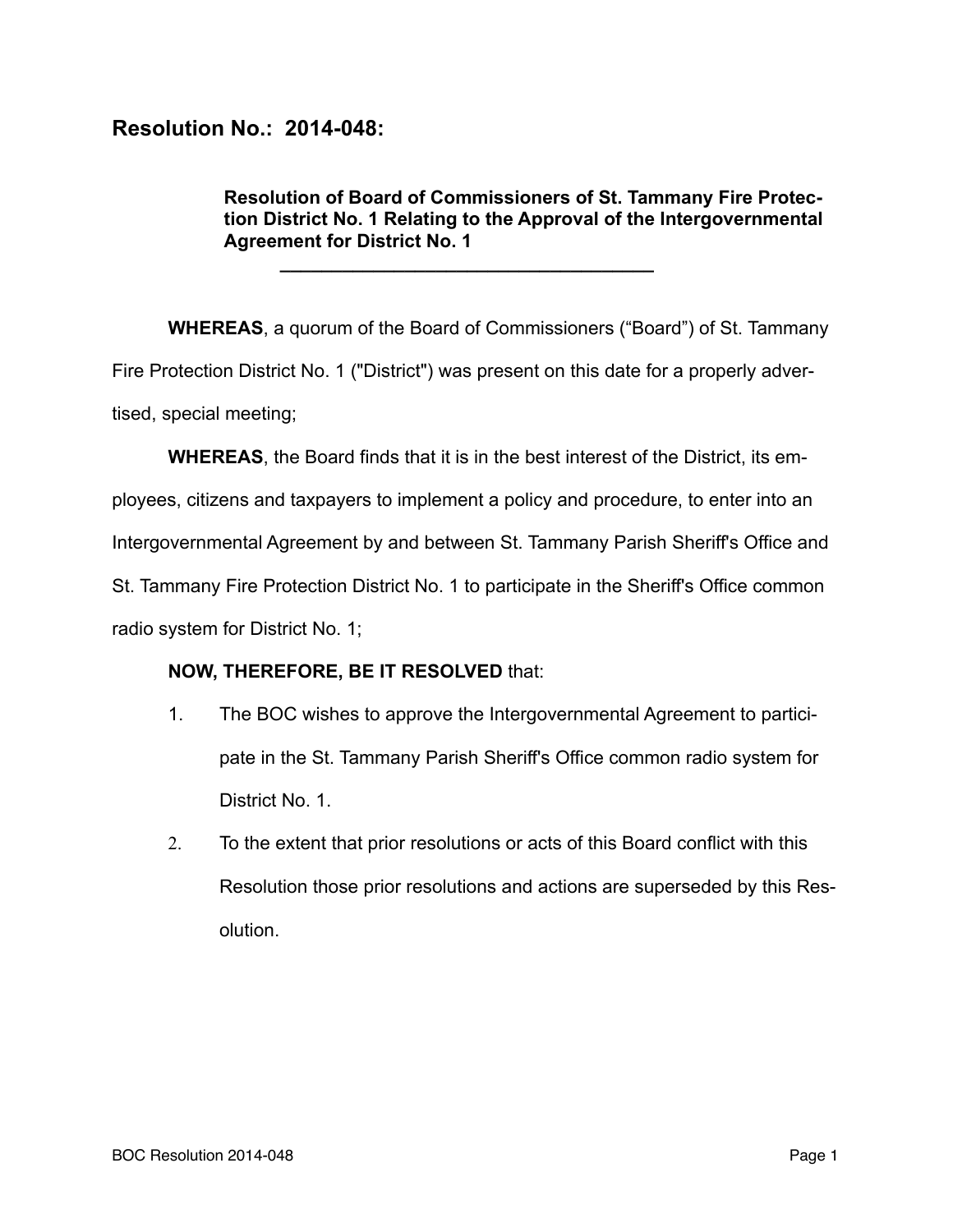## Resolution No.: 2014-048:

**Resolution of Board of Commissioners of St. Tammany Fire Protection District No. 1 Relating to the Approval of the Intergovernmental Agreement for District No. 1**

---

**WHEREAS**, a quorum of the Board of Commissioners ("Board") of St. Tammany Fire Protection District No. 1 ("District") was present on this date for a properly advertised, special meeting;

**WHEREAS**, the Board finds that it is in the best interest of the District, its employees, citizens and taxpayers to implement a policy and procedure, to enter into an Intergovernmental Agreement by and between St. Tammany Parish Sheriff's Office and St. Tammany Fire Protection District No. 1 to participate in the Sheriff's Office common radio system for District No. 1;

**NOW, THEREFORE, BE IT RESOLVED** that:

1. The BOC wishes to approve the Intergovernmental Agreement to participate in the St. Tammany Parish Sheriff's Office common radio system for District No. 1.
2. To the extent that prior resolutions or acts of this Board conflict with this Resolution those prior resolutions and actions are superseded by this Resolution.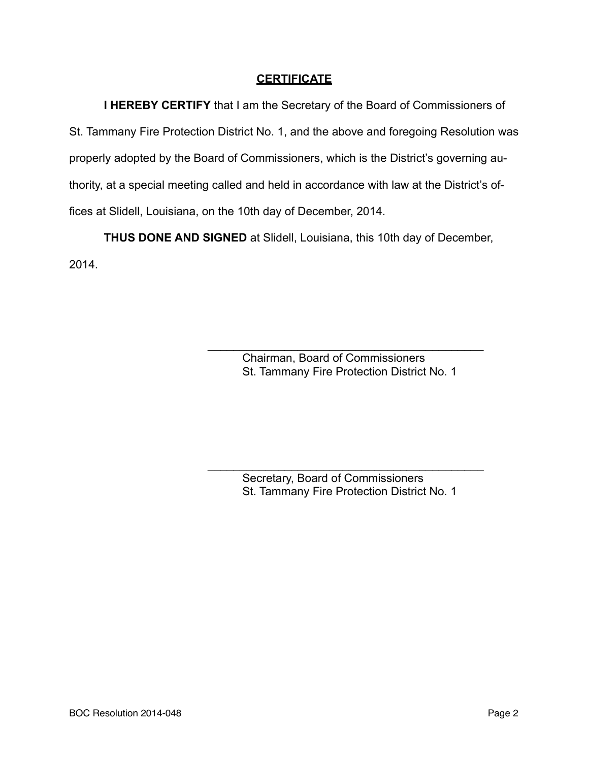**CERTIFICATE**

**I HEREBY CERTIFY** that I am the Secretary of the Board of Commissioners of St. Tammany Fire Protection District No. 1, and the above and foregoing Resolution was properly adopted by the Board of Commissioners, which is the District's governing authority, at a special meeting called and held in accordance with law at the District's offices at Slidell, Louisiana, on the 10th day of December, 2014.

**THUS DONE AND SIGNED** at Slidell, Louisiana, this 10th day of December, 2014.

\_\_\_\_\_\_\_\_\_\_\_\_\_\_\_\_\_\_\_\_\_\_\_\_\_\_\_\_\_\_\_\_\_\_\_\_\_\_\_\_\_\_
Chairman, Board of Commissioners
St. Tammany Fire Protection District No. 1

\_\_\_\_\_\_\_\_\_\_\_\_\_\_\_\_\_\_\_\_\_\_\_\_\_\_\_\_\_\_\_\_\_\_\_\_\_\_\_\_\_\_
Secretary, Board of Commissioners
St. Tammany Fire Protection District No. 1

BOC Resolution 2014-048